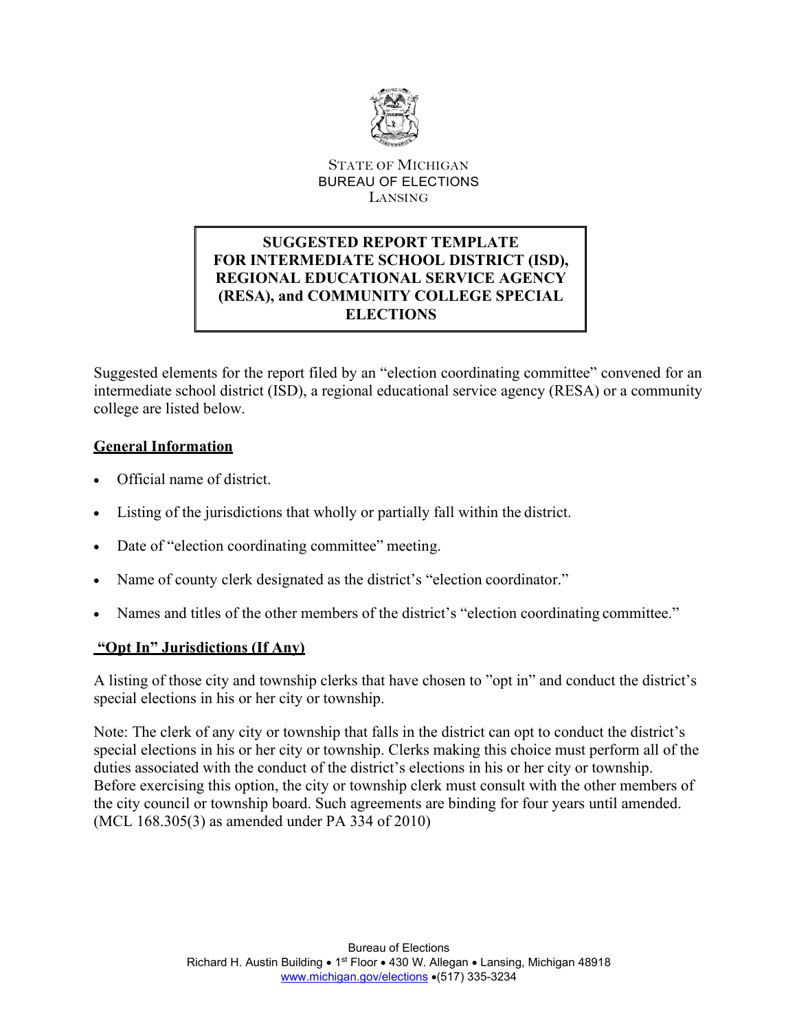STATE OF MICHIGAN
BUREAU OF ELECTIONS
LANSING

# SUGGESTED REPORT TEMPLATE FOR INTERMEDIATE SCHOOL DISTRICT (ISD), REGIONAL EDUCATIONAL SERVICE AGENCY (RESA), and COMMUNITY COLLEGE SPECIAL ELECTIONS

Suggested elements for the report filed by an "election coordinating committee" convened for an intermediate school district (ISD), a regional educational service agency (RESA) or a community college are listed below.

## General Information

- Official name of district.
- Listing of the jurisdictions that wholly or partially fall within the district.
- Date of "election coordinating committee" meeting.
- Name of county clerk designated as the district's "election coordinator."
- Names and titles of the other members of the district's "election coordinating committee."

## "Opt In" Jurisdictions (If Any)

A listing of those city and township clerks that have chosen to "opt in" and conduct the district's special elections in his or her city or township.

Note: The clerk of any city or township that falls in the district can opt to conduct the district's special elections in his or her city or township. Clerks making this choice must perform all of the duties associated with the conduct of the district's elections in his or her city or township. Before exercising this option, the city or township clerk must consult with the other members of the city council or township board. Such agreements are binding for four years until amended. (MCL 168.305(3) as amended under PA 334 of 2010)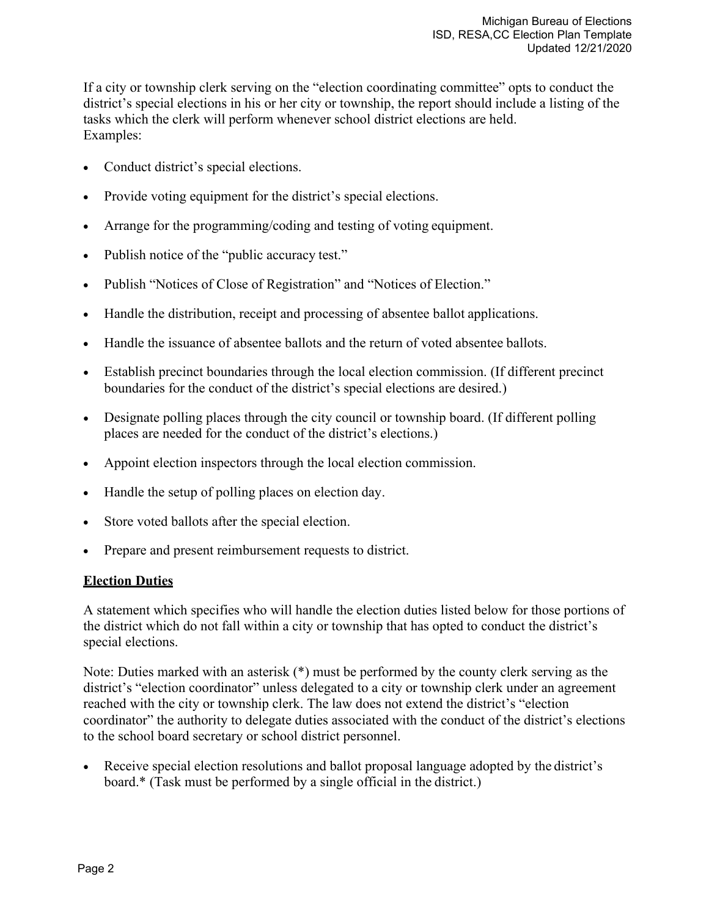If a city or township clerk serving on the "election coordinating committee" opts to conduct the district's special elections in his or her city or township, the report should include a listing of the tasks which the clerk will perform whenever school district elections are held.
Examples:

- Conduct district's special elections.
- Provide voting equipment for the district's special elections.
- Arrange for the programming/coding and testing of voting equipment.
- Publish notice of the "public accuracy test."
- Publish "Notices of Close of Registration" and "Notices of Election."
- Handle the distribution, receipt and processing of absentee ballot applications.
- Handle the issuance of absentee ballots and the return of voted absentee ballots.
- Establish precinct boundaries through the local election commission. (If different precinct boundaries for the conduct of the district's special elections are desired.)
- Designate polling places through the city council or township board. (If different polling places are needed for the conduct of the district's elections.)
- Appoint election inspectors through the local election commission.
- Handle the setup of polling places on election day.
- Store voted ballots after the special election.
- Prepare and present reimbursement requests to district.

**Election Duties**

A statement which specifies who will handle the election duties listed below for those portions of the district which do not fall within a city or township that has opted to conduct the district's special elections.

Note: Duties marked with an asterisk (*) must be performed by the county clerk serving as the district's "election coordinator" unless delegated to a city or township clerk under an agreement reached with the city or township clerk. The law does not extend the district's "election coordinator" the authority to delegate duties associated with the conduct of the district's elections to the school board secretary or school district personnel.

- Receive special election resolutions and ballot proposal language adopted by the district's board.* (Task must be performed by a single official in the district.)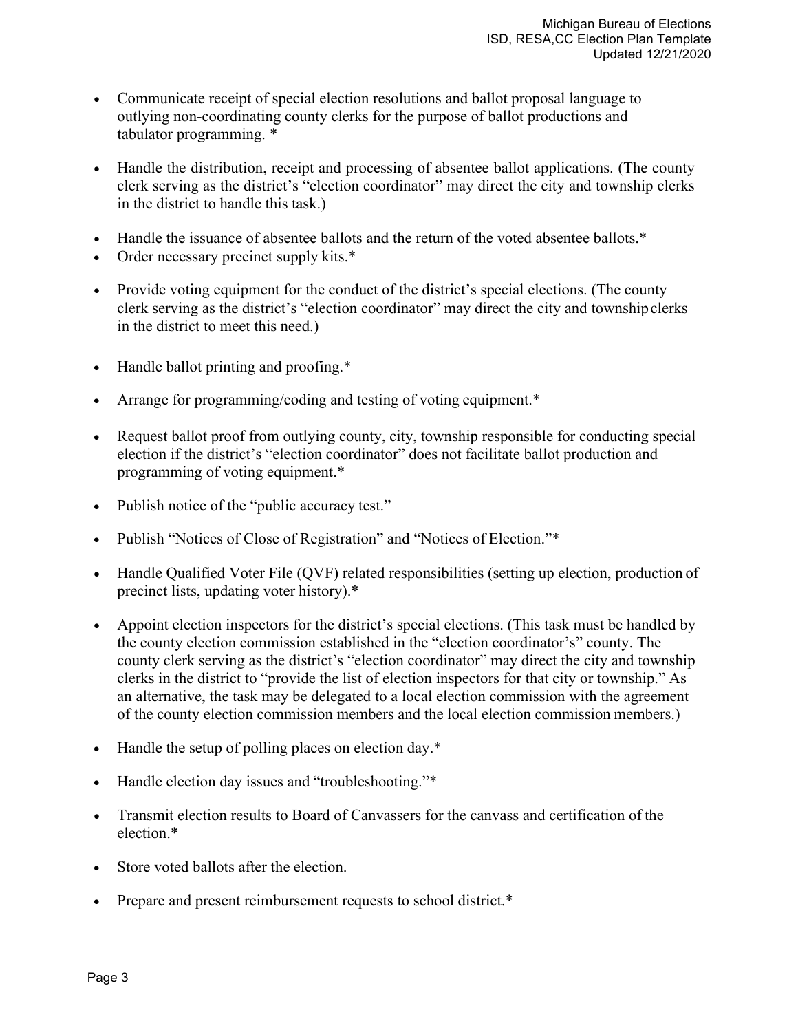- Communicate receipt of special election resolutions and ballot proposal language to outlying non-coordinating county clerks for the purpose of ballot productions and tabulator programming. *

- Handle the distribution, receipt and processing of absentee ballot applications. (The county clerk serving as the district's "election coordinator" may direct the city and township clerks in the district to handle this task.)

- Handle the issuance of absentee ballots and the return of the voted absentee ballots.*
- Order necessary precinct supply kits.*

- Provide voting equipment for the conduct of the district's special elections. (The county clerk serving as the district's "election coordinator" may direct the city and township clerks in the district to meet this need.)

- Handle ballot printing and proofing.*

- Arrange for programming/coding and testing of voting equipment.*

- Request ballot proof from outlying county, city, township responsible for conducting special election if the district's "election coordinator" does not facilitate ballot production and programming of voting equipment.*

- Publish notice of the "public accuracy test."

- Publish "Notices of Close of Registration" and "Notices of Election."*

- Handle Qualified Voter File (QVF) related responsibilities (setting up election, production of precinct lists, updating voter history).*

- Appoint election inspectors for the district's special elections. (This task must be handled by the county election commission established in the "election coordinator's" county. The county clerk serving as the district's "election coordinator" may direct the city and township clerks in the district to "provide the list of election inspectors for that city or township." As an alternative, the task may be delegated to a local election commission with the agreement of the county election commission members and the local election commission members.)

- Handle the setup of polling places on election day.*

- Handle election day issues and "troubleshooting."*

- Transmit election results to Board of Canvassers for the canvass and certification of the election.*

- Store voted ballots after the election.

- Prepare and present reimbursement requests to school district.*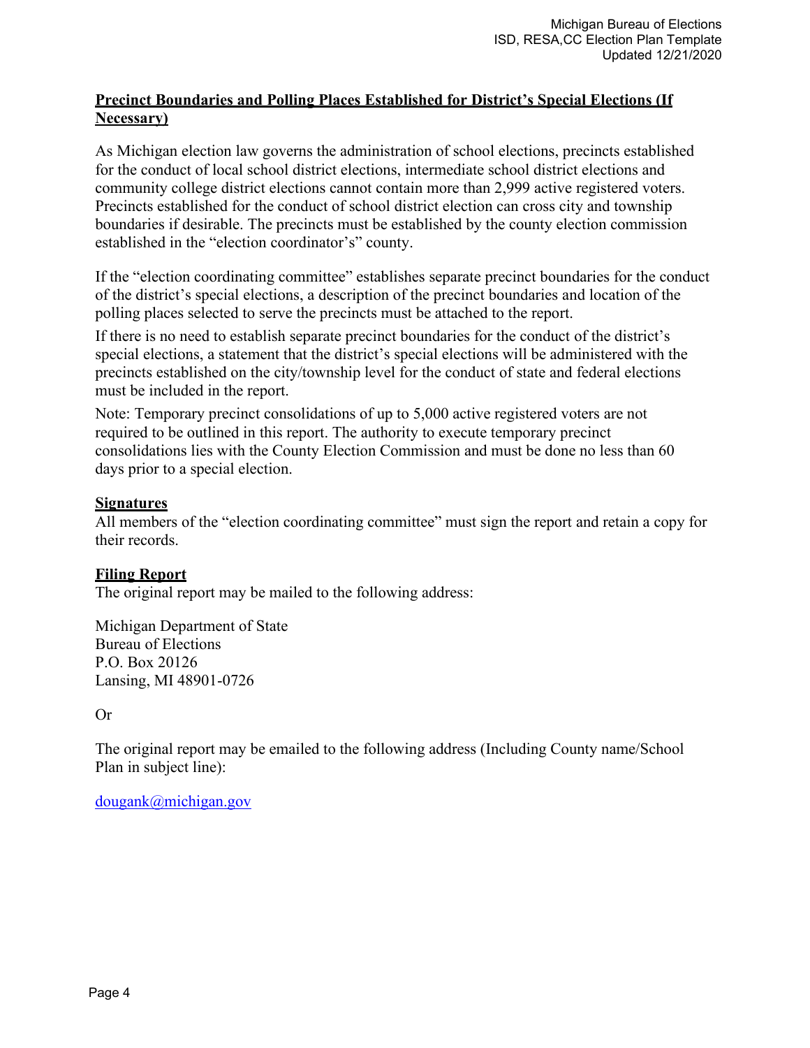**Precinct Boundaries and Polling Places Established for District's Special Elections (If Necessary)**

As Michigan election law governs the administration of school elections, precincts established for the conduct of local school district elections, intermediate school district elections and community college district elections cannot contain more than 2,999 active registered voters. Precincts established for the conduct of school district election can cross city and township boundaries if desirable. The precincts must be established by the county election commission established in the "election coordinator's" county.

If the "election coordinating committee" establishes separate precinct boundaries for the conduct of the district's special elections, a description of the precinct boundaries and location of the polling places selected to serve the precincts must be attached to the report.

If there is no need to establish separate precinct boundaries for the conduct of the district's special elections, a statement that the district's special elections will be administered with the precincts established on the city/township level for the conduct of state and federal elections must be included in the report.

Note: Temporary precinct consolidations of up to 5,000 active registered voters are not required to be outlined in this report. The authority to execute temporary precinct consolidations lies with the County Election Commission and must be done no less than 60 days prior to a special election.

**Signatures**

All members of the "election coordinating committee" must sign the report and retain a copy for their records.

**Filing Report**

The original report may be mailed to the following address:

Michigan Department of State
Bureau of Elections
P.O. Box 20126
Lansing, MI 48901-0726

Or

The original report may be emailed to the following address (Including County name/School Plan in subject line):

dougank@michigan.gov